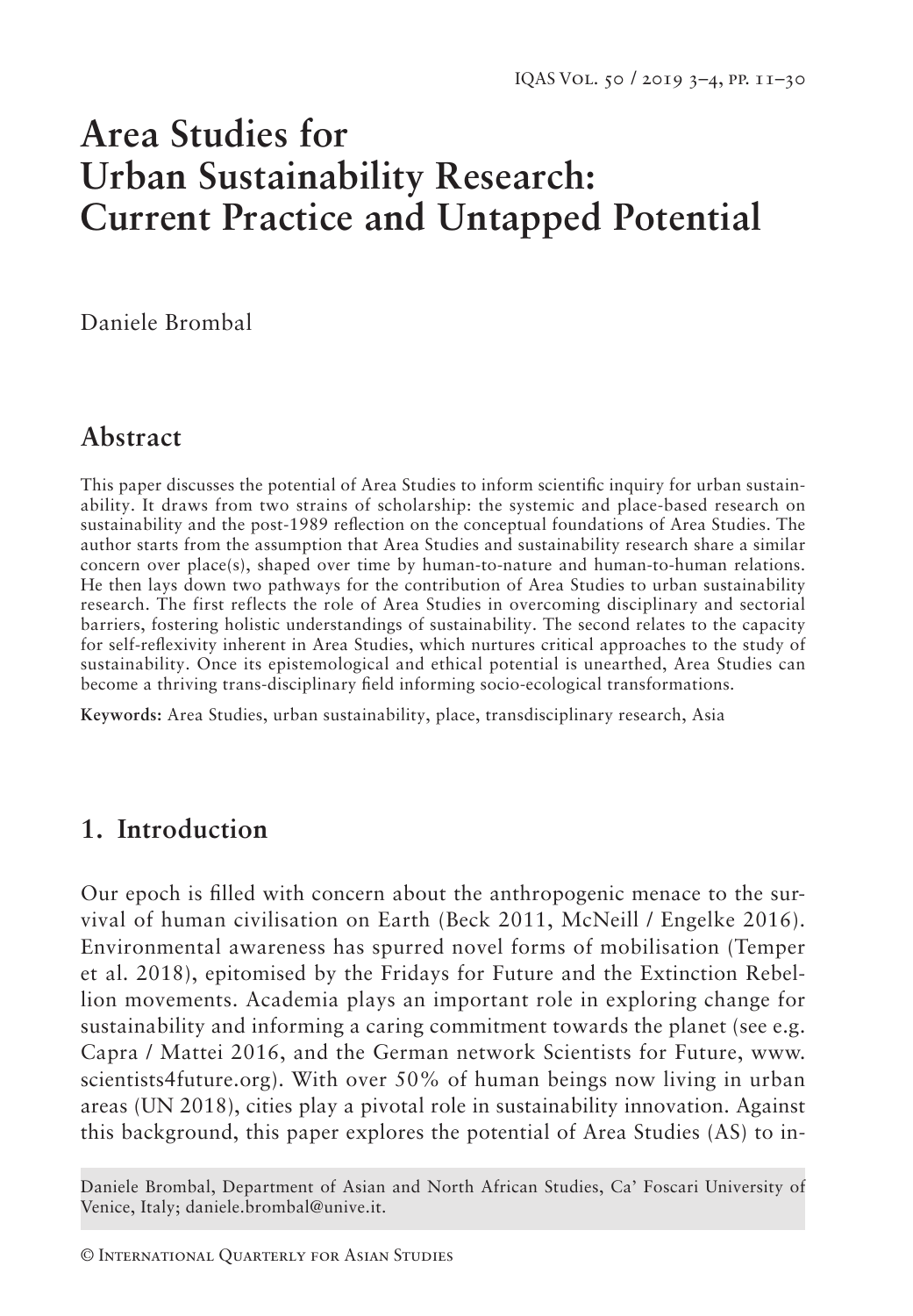# Area Studies for Urban Sustainability Research: Current Practice and Untapped Potential

Daniele Brombal

## Abstract

This paper discusses the potential of Area Studies to inform scientific inquiry for urban sustainability. It draws from two strains of scholarship: the systemic and place-based research on sustainability and the post-1989 reflection on the conceptual foundations of Area Studies. The author starts from the assumption that Area Studies and sustainability research share a similar concern over place(s), shaped over time by human-to-nature and human-to-human relations. He then lays down two pathways for the contribution of Area Studies to urban sustainability research. The first reflects the role of Area Studies in overcoming disciplinary and sectorial barriers, fostering holistic understandings of sustainability. The second relates to the capacity for self-reflexivity inherent in Area Studies, which nurtures critical approaches to the study of sustainability. Once its epistemological and ethical potential is unearthed, Area Studies can become a thriving trans-disciplinary field informing socio-ecological transformations.

**Keywords:** Area Studies, urban sustainability, place, transdisciplinary research, Asia

## 1. Introduction

Our epoch is filled with concern about the anthropogenic menace to the survival of human civilisation on Earth (Beck 2011, McNeill / Engelke 2016). Environmental awareness has spurred novel forms of mobilisation (Temper et al. 2018), epitomised by the Fridays for Future and the Extinction Rebellion movements. Academia plays an important role in exploring change for sustainability and informing a caring commitment towards the planet (see e.g. Capra / Mattei 2016, and the German network Scientists for Future, www.scientists4future.org). With over 50% of human beings now living in urban areas (UN 2018), cities play a pivotal role in sustainability innovation. Against this background, this paper explores the potential of Area Studies (AS) to in-

Daniele Brombal, Department of Asian and North African Studies, Ca' Foscari University of Venice, Italy; daniele.brombal@unive.it.

© International Quarterly for Asian Studies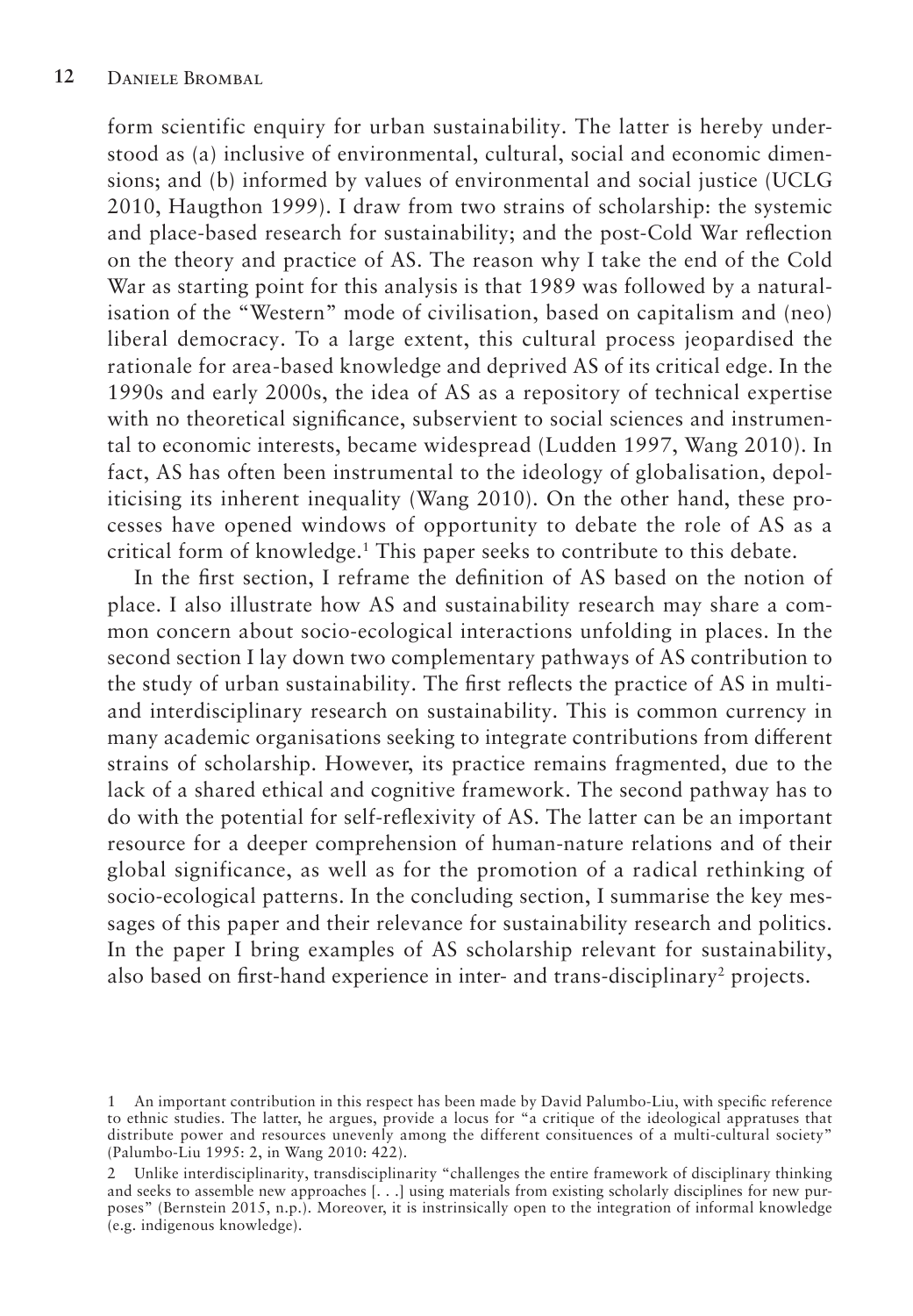form scientific enquiry for urban sustainability. The latter is hereby understood as (a) inclusive of environmental, cultural, social and economic dimensions; and (b) informed by values of environmental and social justice (UCLG 2010, Haugthon 1999). I draw from two strains of scholarship: the systemic and place-based research for sustainability; and the post-Cold War reflection on the theory and practice of AS. The reason why I take the end of the Cold War as starting point for this analysis is that 1989 was followed by a naturalisation of the "Western" mode of civilisation, based on capitalism and (neo) liberal democracy. To a large extent, this cultural process jeopardised the rationale for area-based knowledge and deprived AS of its critical edge. In the 1990s and early 2000s, the idea of AS as a repository of technical expertise with no theoretical significance, subservient to social sciences and instrumental to economic interests, became widespread (Ludden 1997, Wang 2010). In fact, AS has often been instrumental to the ideology of globalisation, depoliticising its inherent inequality (Wang 2010). On the other hand, these processes have opened windows of opportunity to debate the role of AS as a critical form of knowledge.[1] This paper seeks to contribute to this debate.

In the first section, I reframe the definition of AS based on the notion of place. I also illustrate how AS and sustainability research may share a common concern about socio-ecological interactions unfolding in places. In the second section I lay down two complementary pathways of AS contribution to the study of urban sustainability. The first reflects the practice of AS in multi- and interdisciplinary research on sustainability. This is common currency in many academic organisations seeking to integrate contributions from different strains of scholarship. However, its practice remains fragmented, due to the lack of a shared ethical and cognitive framework. The second pathway has to do with the potential for self-reflexivity of AS. The latter can be an important resource for a deeper comprehension of human-nature relations and of their global significance, as well as for the promotion of a radical rethinking of socio-ecological patterns. In the concluding section, I summarise the key messages of this paper and their relevance for sustainability research and politics. In the paper I bring examples of AS scholarship relevant for sustainability, also based on first-hand experience in inter- and trans-disciplinary[2] projects.

---

1 An important contribution in this respect has been made by David Palumbo-Liu, with specific reference to ethnic studies. The latter, he argues, provide a locus for "a critique of the ideological appratuses that distribute power and resources unevenly among the different consituences of a multi-cultural society" (Palumbo-Liu 1995: 2, in Wang 2010: 422).

2 Unlike interdisciplinarity, transdisciplinarity "challenges the entire framework of disciplinary thinking and seeks to assemble new approaches [. . .] using materials from existing scholarly disciplines for new purposes" (Bernstein 2015, n.p.). Moreover, it is instrinsically open to the integration of informal knowledge (e.g. indigenous knowledge).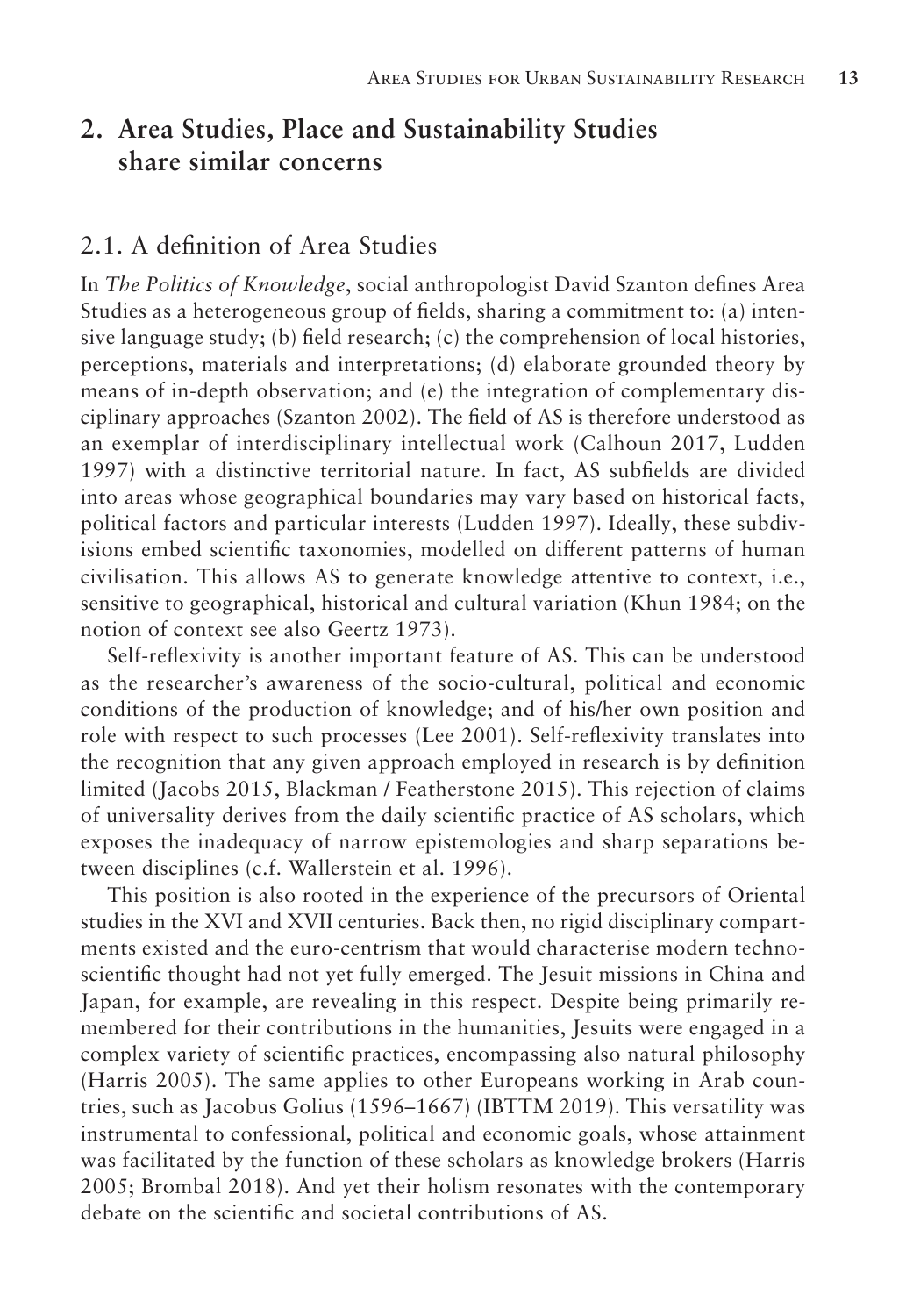## 2. Area Studies, Place and Sustainability Studies share similar concerns

### 2.1. A definition of Area Studies

In *The Politics of Knowledge*, social anthropologist David Szanton defines Area Studies as a heterogeneous group of fields, sharing a commitment to: (a) intensive language study; (b) field research; (c) the comprehension of local histories, perceptions, materials and interpretations; (d) elaborate grounded theory by means of in-depth observation; and (e) the integration of complementary disciplinary approaches (Szanton 2002). The field of AS is therefore understood as an exemplar of interdisciplinary intellectual work (Calhoun 2017, Ludden 1997) with a distinctive territorial nature. In fact, AS subfields are divided into areas whose geographical boundaries may vary based on historical facts, political factors and particular interests (Ludden 1997). Ideally, these subdivisions embed scientific taxonomies, modelled on different patterns of human civilisation. This allows AS to generate knowledge attentive to context, i.e., sensitive to geographical, historical and cultural variation (Khun 1984; on the notion of context see also Geertz 1973).

Self-reflexivity is another important feature of AS. This can be understood as the researcher's awareness of the socio-cultural, political and economic conditions of the production of knowledge; and of his/her own position and role with respect to such processes (Lee 2001). Self-reflexivity translates into the recognition that any given approach employed in research is by definition limited (Jacobs 2015, Blackman / Featherstone 2015). This rejection of claims of universality derives from the daily scientific practice of AS scholars, which exposes the inadequacy of narrow epistemologies and sharp separations between disciplines (c.f. Wallerstein et al. 1996).

This position is also rooted in the experience of the precursors of Oriental studies in the XVI and XVII centuries. Back then, no rigid disciplinary compartments existed and the euro-centrism that would characterise modern techno-scientific thought had not yet fully emerged. The Jesuit missions in China and Japan, for example, are revealing in this respect. Despite being primarily remembered for their contributions in the humanities, Jesuits were engaged in a complex variety of scientific practices, encompassing also natural philosophy (Harris 2005). The same applies to other Europeans working in Arab countries, such as Jacobus Golius (1596–1667) (IBTTM 2019). This versatility was instrumental to confessional, political and economic goals, whose attainment was facilitated by the function of these scholars as knowledge brokers (Harris 2005; Brombal 2018). And yet their holism resonates with the contemporary debate on the scientific and societal contributions of AS.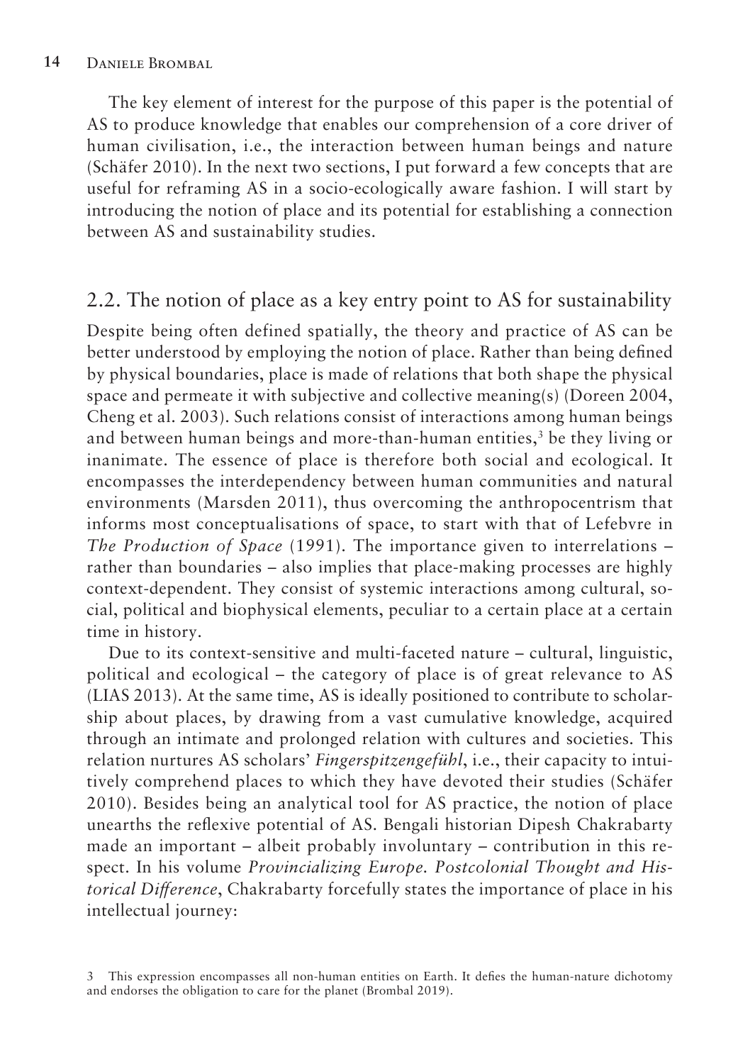The key element of interest for the purpose of this paper is the potential of AS to produce knowledge that enables our comprehension of a core driver of human civilisation, i.e., the interaction between human beings and nature (Schäfer 2010). In the next two sections, I put forward a few concepts that are useful for reframing AS in a socio-ecologically aware fashion. I will start by introducing the notion of place and its potential for establishing a connection between AS and sustainability studies.

## 2.2. The notion of place as a key entry point to AS for sustainability

Despite being often defined spatially, the theory and practice of AS can be better understood by employing the notion of place. Rather than being defined by physical boundaries, place is made of relations that both shape the physical space and permeate it with subjective and collective meaning(s) (Doreen 2004, Cheng et al. 2003). Such relations consist of interactions among human beings and between human beings and more-than-human entities,[3] be they living or inanimate. The essence of place is therefore both social and ecological. It encompasses the interdependency between human communities and natural environments (Marsden 2011), thus overcoming the anthropocentrism that informs most conceptualisations of space, to start with that of Lefebvre in *The Production of Space* (1991). The importance given to interrelations – rather than boundaries – also implies that place-making processes are highly context-dependent. They consist of systemic interactions among cultural, social, political and biophysical elements, peculiar to a certain place at a certain time in history.

Due to its context-sensitive and multi-faceted nature – cultural, linguistic, political and ecological – the category of place is of great relevance to AS (LIAS 2013). At the same time, AS is ideally positioned to contribute to scholarship about places, by drawing from a vast cumulative knowledge, acquired through an intimate and prolonged relation with cultures and societies. This relation nurtures AS scholars' *Fingerspitzengefühl*, i.e., their capacity to intuitively comprehend places to which they have devoted their studies (Schäfer 2010). Besides being an analytical tool for AS practice, the notion of place unearths the reflexive potential of AS. Bengali historian Dipesh Chakrabarty made an important – albeit probably involuntary – contribution in this respect. In his volume *Provincializing Europe. Postcolonial Thought and Historical Difference*, Chakrabarty forcefully states the importance of place in his intellectual journey:

[3] This expression encompasses all non-human entities on Earth. It defies the human-nature dichotomy and endorses the obligation to care for the planet (Brombal 2019).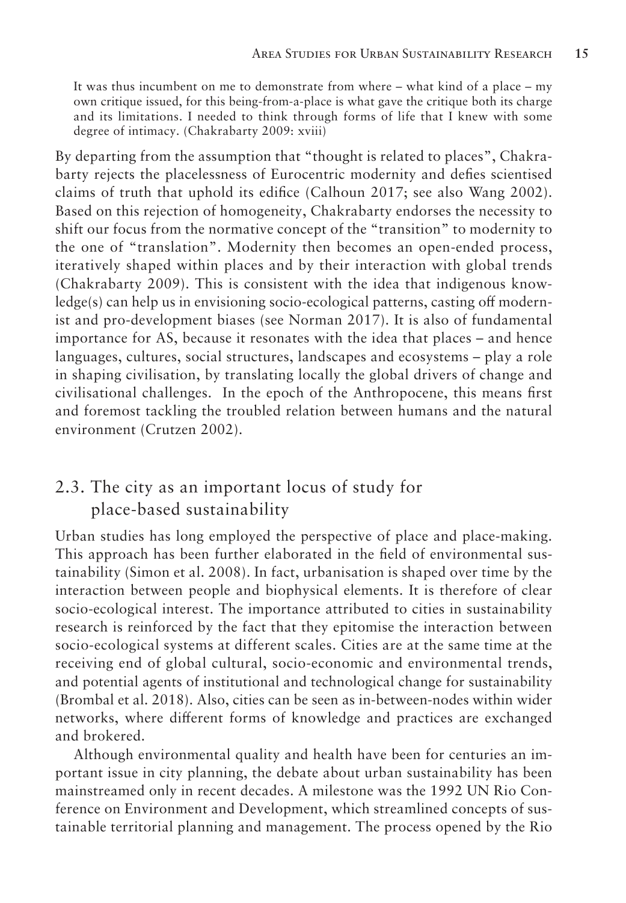> It was thus incumbent on me to demonstrate from where – what kind of a place – my own critique issued, for this being-from-a-place is what gave the critique both its charge and its limitations. I needed to think through forms of life that I knew with some degree of intimacy. (Chakrabarty 2009: xviii)

By departing from the assumption that "thought is related to places", Chakrabarty rejects the placelessness of Eurocentric modernity and defies scientised claims of truth that uphold its edifice (Calhoun 2017; see also Wang 2002). Based on this rejection of homogeneity, Chakrabarty endorses the necessity to shift our focus from the normative concept of the "transition" to modernity to the one of "translation". Modernity then becomes an open-ended process, iteratively shaped within places and by their interaction with global trends (Chakrabarty 2009). This is consistent with the idea that indigenous knowledge(s) can help us in envisioning socio-ecological patterns, casting off modernist and pro-development biases (see Norman 2017). It is also of fundamental importance for AS, because it resonates with the idea that places – and hence languages, cultures, social structures, landscapes and ecosystems – play a role in shaping civilisation, by translating locally the global drivers of change and civilisational challenges. In the epoch of the Anthropocene, this means first and foremost tackling the troubled relation between humans and the natural environment (Crutzen 2002).

## 2.3. The city as an important locus of study for place-based sustainability

Urban studies has long employed the perspective of place and place-making. This approach has been further elaborated in the field of environmental sustainability (Simon et al. 2008). In fact, urbanisation is shaped over time by the interaction between people and biophysical elements. It is therefore of clear socio-ecological interest. The importance attributed to cities in sustainability research is reinforced by the fact that they epitomise the interaction between socio-ecological systems at different scales. Cities are at the same time at the receiving end of global cultural, socio-economic and environmental trends, and potential agents of institutional and technological change for sustainability (Brombal et al. 2018). Also, cities can be seen as in-between-nodes within wider networks, where different forms of knowledge and practices are exchanged and brokered.

Although environmental quality and health have been for centuries an important issue in city planning, the debate about urban sustainability has been mainstreamed only in recent decades. A milestone was the 1992 UN Rio Conference on Environment and Development, which streamlined concepts of sustainable territorial planning and management. The process opened by the Rio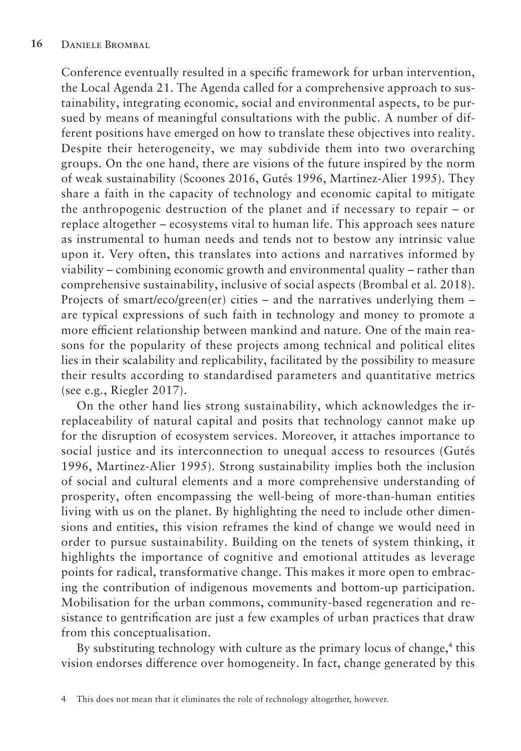Conference eventually resulted in a specific framework for urban intervention, the Local Agenda 21. The Agenda called for a comprehensive approach to sustainability, integrating economic, social and environmental aspects, to be pursued by means of meaningful consultations with the public. A number of different positions have emerged on how to translate these objectives into reality. Despite their heterogeneity, we may subdivide them into two overarching groups. On the one hand, there are visions of the future inspired by the norm of weak sustainability (Scoones 2016, Gutés 1996, Martinez-Alier 1995). They share a faith in the capacity of technology and economic capital to mitigate the anthropogenic destruction of the planet and if necessary to repair – or replace altogether – ecosystems vital to human life. This approach sees nature as instrumental to human needs and tends not to bestow any intrinsic value upon it. Very often, this translates into actions and narratives informed by viability – combining economic growth and environmental quality – rather than comprehensive sustainability, inclusive of social aspects (Brombal et al. 2018). Projects of smart/eco/green(er) cities – and the narratives underlying them – are typical expressions of such faith in technology and money to promote a more efficient relationship between mankind and nature. One of the main reasons for the popularity of these projects among technical and political elites lies in their scalability and replicability, facilitated by the possibility to measure their results according to standardised parameters and quantitative metrics (see e.g., Riegler 2017).

On the other hand lies strong sustainability, which acknowledges the irreplaceability of natural capital and posits that technology cannot make up for the disruption of ecosystem services. Moreover, it attaches importance to social justice and its interconnection to unequal access to resources (Gutés 1996, Martinez-Alier 1995). Strong sustainability implies both the inclusion of social and cultural elements and a more comprehensive understanding of prosperity, often encompassing the well-being of more-than-human entities living with us on the planet. By highlighting the need to include other dimensions and entities, this vision reframes the kind of change we would need in order to pursue sustainability. Building on the tenets of system thinking, it highlights the importance of cognitive and emotional attitudes as leverage points for radical, transformative change. This makes it more open to embracing the contribution of indigenous movements and bottom-up participation. Mobilisation for the urban commons, community-based regeneration and resistance to gentrification are just a few examples of urban practices that draw from this conceptualisation.

By substituting technology with culture as the primary locus of change,[4] this vision endorses difference over homogeneity. In fact, change generated by this

4 This does not mean that it eliminates the role of technology altogether, however.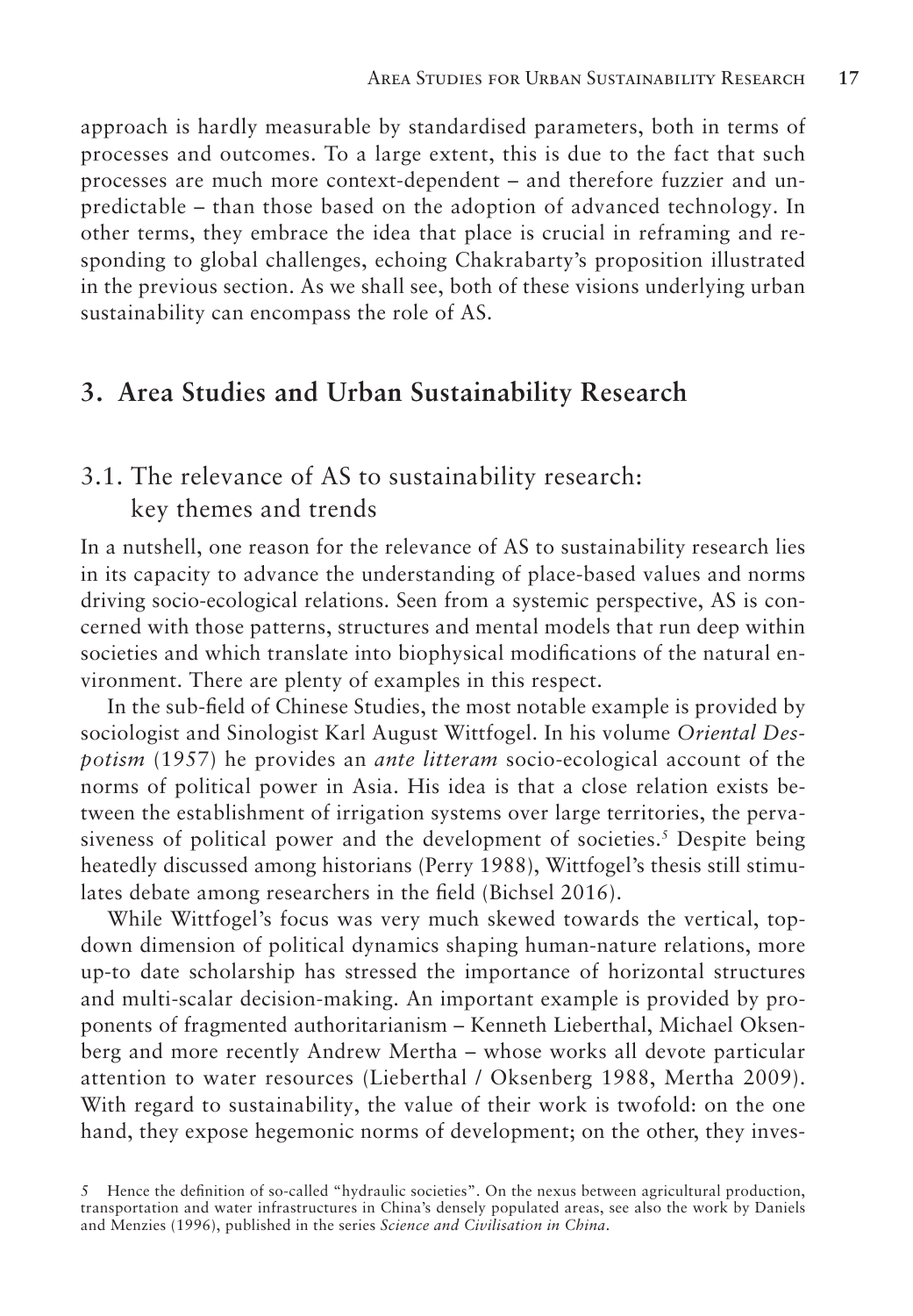approach is hardly measurable by standardised parameters, both in terms of processes and outcomes. To a large extent, this is due to the fact that such processes are much more context-dependent – and therefore fuzzier and unpredictable – than those based on the adoption of advanced technology. In other terms, they embrace the idea that place is crucial in reframing and responding to global challenges, echoing Chakrabarty's proposition illustrated in the previous section. As we shall see, both of these visions underlying urban sustainability can encompass the role of AS.

## 3. Area Studies and Urban Sustainability Research

### 3.1. The relevance of AS to sustainability research: key themes and trends

In a nutshell, one reason for the relevance of AS to sustainability research lies in its capacity to advance the understanding of place-based values and norms driving socio-ecological relations. Seen from a systemic perspective, AS is concerned with those patterns, structures and mental models that run deep within societies and which translate into biophysical modifications of the natural environment. There are plenty of examples in this respect.

In the sub-field of Chinese Studies, the most notable example is provided by sociologist and Sinologist Karl August Wittfogel. In his volume *Oriental Despotism* (1957) he provides an *ante litteram* socio-ecological account of the norms of political power in Asia. His idea is that a close relation exists between the establishment of irrigation systems over large territories, the pervasiveness of political power and the development of societies.[5] Despite being heatedly discussed among historians (Perry 1988), Wittfogel's thesis still stimulates debate among researchers in the field (Bichsel 2016).

While Wittfogel's focus was very much skewed towards the vertical, top-down dimension of political dynamics shaping human-nature relations, more up-to date scholarship has stressed the importance of horizontal structures and multi-scalar decision-making. An important example is provided by proponents of fragmented authoritarianism – Kenneth Lieberthal, Michael Oksenberg and more recently Andrew Mertha – whose works all devote particular attention to water resources (Lieberthal / Oksenberg 1988, Mertha 2009). With regard to sustainability, the value of their work is twofold: on the one hand, they expose hegemonic norms of development; on the other, they inves-

5 Hence the definition of so-called "hydraulic societies". On the nexus between agricultural production, transportation and water infrastructures in China's densely populated areas, see also the work by Daniels and Menzies (1996), published in the series *Science and Civilisation in China*.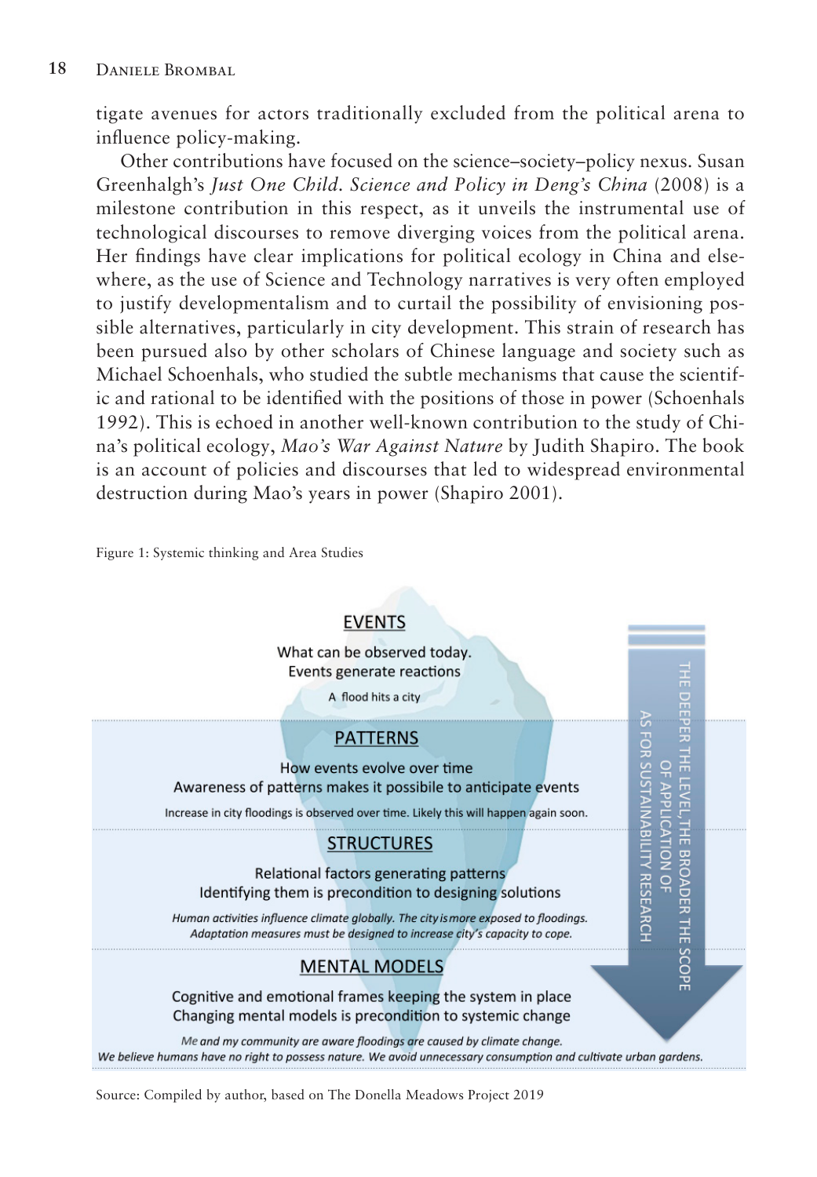tigate avenues for actors traditionally excluded from the political arena to influence policy-making.

Other contributions have focused on the science–society–policy nexus. Susan Greenhalgh's *Just One Child. Science and Policy in Deng's China* (2008) is a milestone contribution in this respect, as it unveils the instrumental use of technological discourses to remove diverging voices from the political arena. Her findings have clear implications for political ecology in China and elsewhere, as the use of Science and Technology narratives is very often employed to justify developmentalism and to curtail the possibility of envisioning possible alternatives, particularly in city development. This strain of research has been pursued also by other scholars of Chinese language and society such as Michael Schoenhals, who studied the subtle mechanisms that cause the scientific and rational to be identified with the positions of those in power (Schoenhals 1992). This is echoed in another well-known contribution to the study of China's political ecology, *Mao's War Against Nature* by Judith Shapiro. The book is an account of policies and discourses that led to widespread environmental destruction during Mao's years in power (Shapiro 2001).

Figure 1: Systemic thinking and Area Studies

**EVENTS**

What can be observed today.
Events generate reactions

A flood hits a city

**PATTERNS**

How events evolve over time
Awareness of patterns makes it possibile to anticipate events

Increase in city floodings is observed over time. Likely this will happen again soon.

**STRUCTURES**

Relational factors generating patterns
Identifying them is precondition to designing solutions

*Human activities influence climate globally. The city is more exposed to floodings. Adaptation measures must be designed to increase city's capacity to cope.*

**MENTAL MODELS**

Cognitive and emotional frames keeping the system in place
Changing mental models is precondition to systemic change

*Me and my community are aware floodings are caused by climate change. We believe humans have no right to possess nature. We avoid unnecessary consumption and cultivate urban gardens.*

THE DEEPER THE LEVEL, THE BROADER THE SCOPE OF APPLICATION OF AS FOR SUSTAINABILITY RESEARCH

Source: Compiled by author, based on The Donella Meadows Project 2019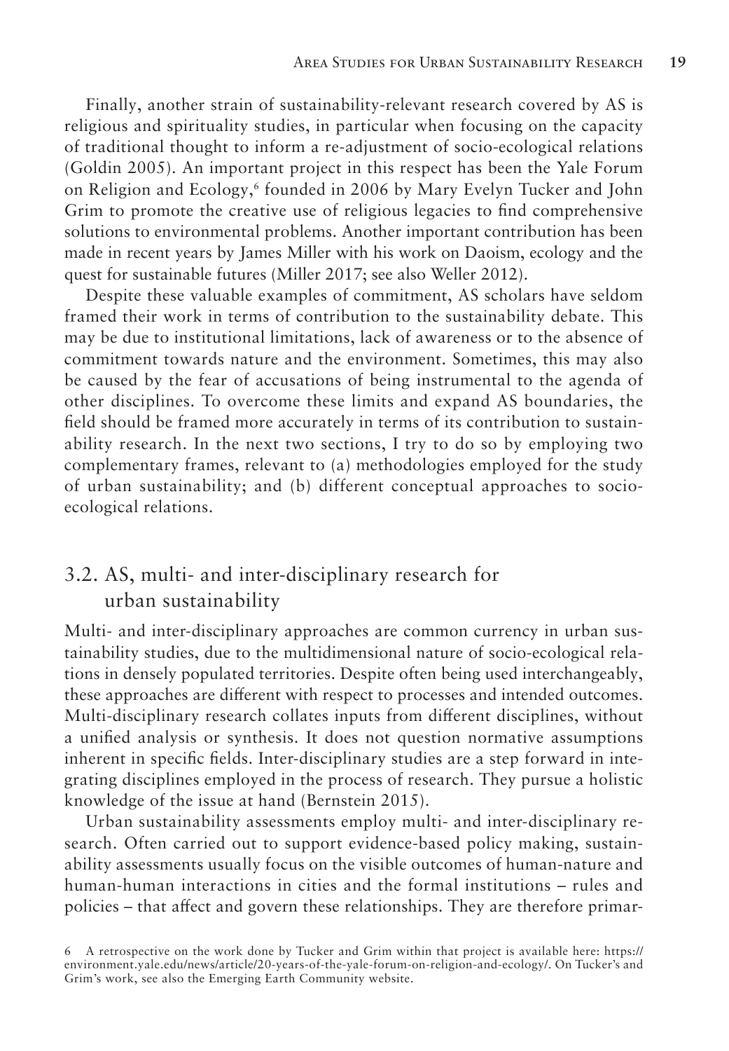Finally, another strain of sustainability-relevant research covered by AS is religious and spirituality studies, in particular when focusing on the capacity of traditional thought to inform a re-adjustment of socio-ecological relations (Goldin 2005). An important project in this respect has been the Yale Forum on Religion and Ecology,[6] founded in 2006 by Mary Evelyn Tucker and John Grim to promote the creative use of religious legacies to find comprehensive solutions to environmental problems. Another important contribution has been made in recent years by James Miller with his work on Daoism, ecology and the quest for sustainable futures (Miller 2017; see also Weller 2012).

Despite these valuable examples of commitment, AS scholars have seldom framed their work in terms of contribution to the sustainability debate. This may be due to institutional limitations, lack of awareness or to the absence of commitment towards nature and the environment. Sometimes, this may also be caused by the fear of accusations of being instrumental to the agenda of other disciplines. To overcome these limits and expand AS boundaries, the field should be framed more accurately in terms of its contribution to sustainability research. In the next two sections, I try to do so by employing two complementary frames, relevant to (a) methodologies employed for the study of urban sustainability; and (b) different conceptual approaches to socio-ecological relations.

## 3.2. AS, multi- and inter-disciplinary research for urban sustainability

Multi- and inter-disciplinary approaches are common currency in urban sustainability studies, due to the multidimensional nature of socio-ecological relations in densely populated territories. Despite often being used interchangeably, these approaches are different with respect to processes and intended outcomes. Multi-disciplinary research collates inputs from different disciplines, without a unified analysis or synthesis. It does not question normative assumptions inherent in specific fields. Inter-disciplinary studies are a step forward in integrating disciplines employed in the process of research. They pursue a holistic knowledge of the issue at hand (Bernstein 2015).

Urban sustainability assessments employ multi- and inter-disciplinary research. Often carried out to support evidence-based policy making, sustainability assessments usually focus on the visible outcomes of human-nature and human-human interactions in cities and the formal institutions – rules and policies – that affect and govern these relationships. They are therefore primar-

6 A retrospective on the work done by Tucker and Grim within that project is available here: https://environment.yale.edu/news/article/20-years-of-the-yale-forum-on-religion-and-ecology/. On Tucker's and Grim's work, see also the Emerging Earth Community website.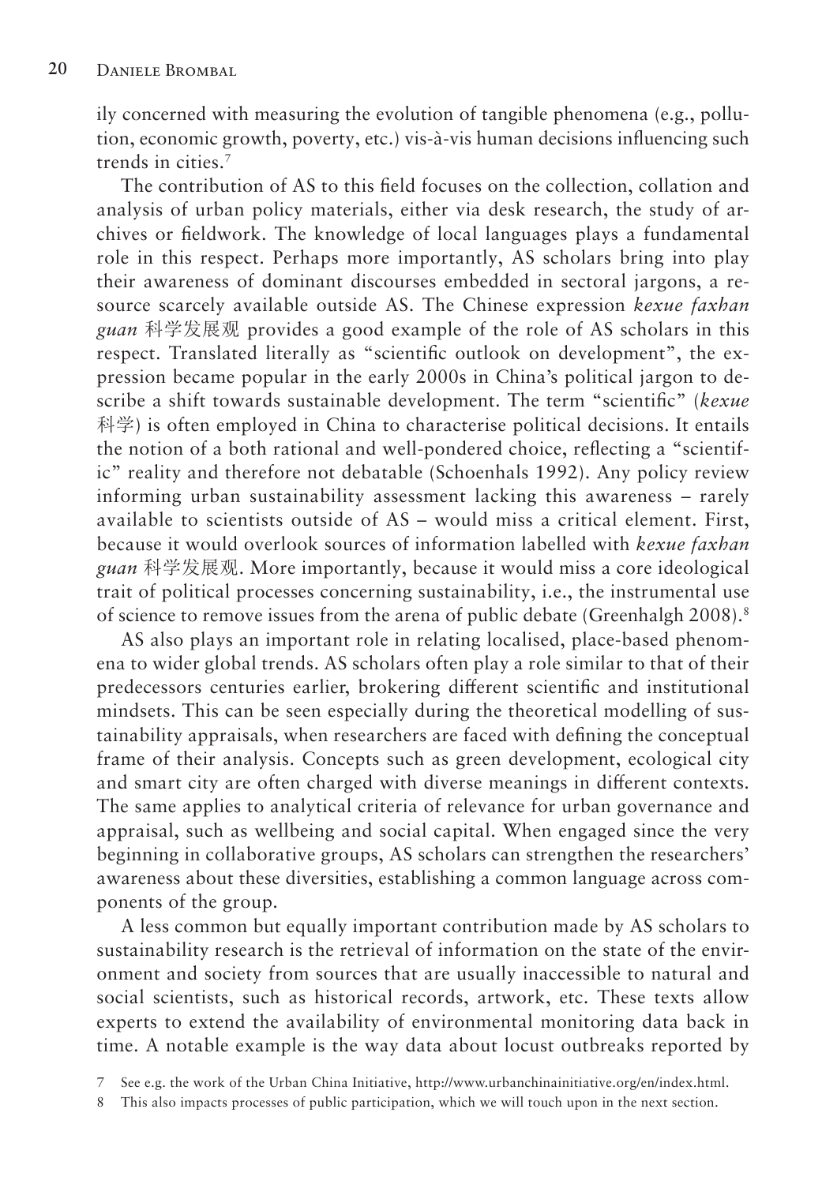ily concerned with measuring the evolution of tangible phenomena (e.g., pollution, economic growth, poverty, etc.) vis-à-vis human decisions influencing such trends in cities.[7]

The contribution of AS to this field focuses on the collection, collation and analysis of urban policy materials, either via desk research, the study of archives or fieldwork. The knowledge of local languages plays a fundamental role in this respect. Perhaps more importantly, AS scholars bring into play their awareness of dominant discourses embedded in sectoral jargons, a resource scarcely available outside AS. The Chinese expression *kexue fazhan guan* 科学发展观 provides a good example of the role of AS scholars in this respect. Translated literally as "scientific outlook on development", the expression became popular in the early 2000s in China's political jargon to describe a shift towards sustainable development. The term "scientific" (*kexue* 科学) is often employed in China to characterise political decisions. It entails the notion of a both rational and well-pondered choice, reflecting a "scientific" reality and therefore not debatable (Schoenhals 1992). Any policy review informing urban sustainability assessment lacking this awareness – rarely available to scientists outside of AS – would miss a critical element. First, because it would overlook sources of information labelled with *kexue fazhan guan* 科学发展观. More importantly, because it would miss a core ideological trait of political processes concerning sustainability, i.e., the instrumental use of science to remove issues from the arena of public debate (Greenhalgh 2008).[8]

AS also plays an important role in relating localised, place-based phenomena to wider global trends. AS scholars often play a role similar to that of their predecessors centuries earlier, brokering different scientific and institutional mindsets. This can be seen especially during the theoretical modelling of sustainability appraisals, when researchers are faced with defining the conceptual frame of their analysis. Concepts such as green development, ecological city and smart city are often charged with diverse meanings in different contexts. The same applies to analytical criteria of relevance for urban governance and appraisal, such as wellbeing and social capital. When engaged since the very beginning in collaborative groups, AS scholars can strengthen the researchers' awareness about these diversities, establishing a common language across components of the group.

A less common but equally important contribution made by AS scholars to sustainability research is the retrieval of information on the state of the environment and society from sources that are usually inaccessible to natural and social scientists, such as historical records, artwork, etc. These texts allow experts to extend the availability of environmental monitoring data back in time. A notable example is the way data about locust outbreaks reported by

7 See e.g. the work of the Urban China Initiative, http://www.urbanchinainitiative.org/en/index.html.

8 This also impacts processes of public participation, which we will touch upon in the next section.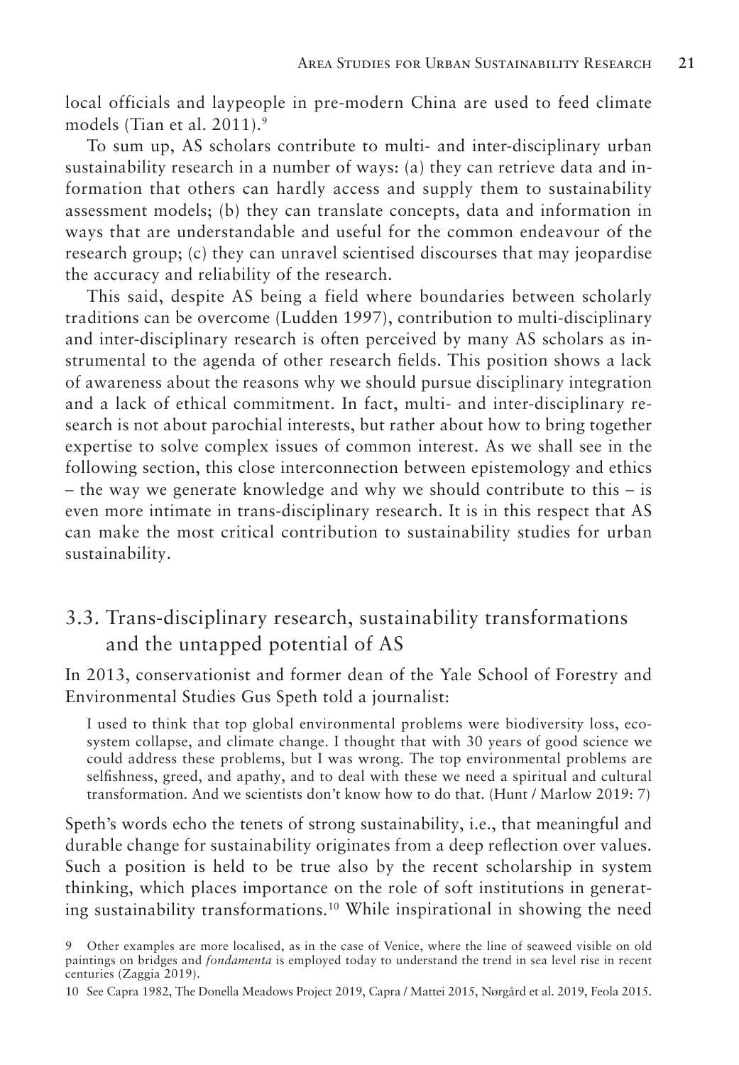local officials and laypeople in pre-modern China are used to feed climate models (Tian et al. 2011).[9]

To sum up, AS scholars contribute to multi- and inter-disciplinary urban sustainability research in a number of ways: (a) they can retrieve data and information that others can hardly access and supply them to sustainability assessment models; (b) they can translate concepts, data and information in ways that are understandable and useful for the common endeavour of the research group; (c) they can unravel scientised discourses that may jeopardise the accuracy and reliability of the research.

This said, despite AS being a field where boundaries between scholarly traditions can be overcome (Ludden 1997), contribution to multi-disciplinary and inter-disciplinary research is often perceived by many AS scholars as instrumental to the agenda of other research fields. This position shows a lack of awareness about the reasons why we should pursue disciplinary integration and a lack of ethical commitment. In fact, multi- and inter-disciplinary research is not about parochial interests, but rather about how to bring together expertise to solve complex issues of common interest. As we shall see in the following section, this close interconnection between epistemology and ethics – the way we generate knowledge and why we should contribute to this – is even more intimate in trans-disciplinary research. It is in this respect that AS can make the most critical contribution to sustainability studies for urban sustainability.

## 3.3. Trans-disciplinary research, sustainability transformations and the untapped potential of AS

In 2013, conservationist and former dean of the Yale School of Forestry and Environmental Studies Gus Speth told a journalist:

> I used to think that top global environmental problems were biodiversity loss, ecosystem collapse, and climate change. I thought that with 30 years of good science we could address these problems, but I was wrong. The top environmental problems are selfishness, greed, and apathy, and to deal with these we need a spiritual and cultural transformation. And we scientists don't know how to do that. (Hunt / Marlow 2019: 7)

Speth's words echo the tenets of strong sustainability, i.e., that meaningful and durable change for sustainability originates from a deep reflection over values. Such a position is held to be true also by the recent scholarship in system thinking, which places importance on the role of soft institutions in generating sustainability transformations.[10] While inspirational in showing the need

[9] Other examples are more localised, as in the case of Venice, where the line of seaweed visible on old paintings on bridges and *fondamenta* is employed today to understand the trend in sea level rise in recent centuries (Zaggia 2019).

[10] See Capra 1982, The Donella Meadows Project 2019, Capra / Mattei 2015, Nørgård et al. 2019, Feola 2015.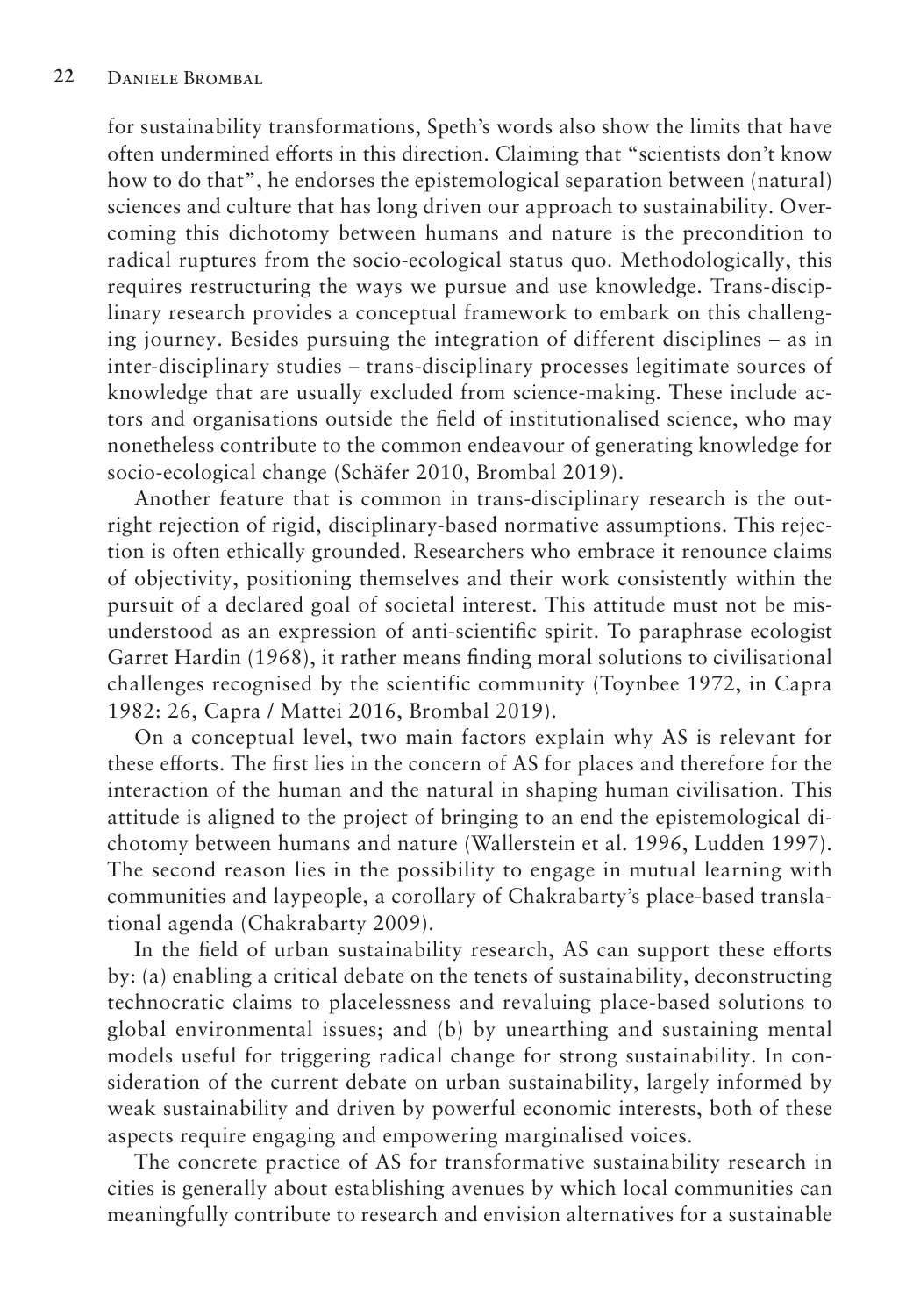for sustainability transformations, Speth's words also show the limits that have often undermined efforts in this direction. Claiming that "scientists don't know how to do that", he endorses the epistemological separation between (natural) sciences and culture that has long driven our approach to sustainability. Overcoming this dichotomy between humans and nature is the precondition to radical ruptures from the socio-ecological status quo. Methodologically, this requires restructuring the ways we pursue and use knowledge. Trans-disciplinary research provides a conceptual framework to embark on this challenging journey. Besides pursuing the integration of different disciplines – as in inter-disciplinary studies – trans-disciplinary processes legitimate sources of knowledge that are usually excluded from science-making. These include actors and organisations outside the field of institutionalised science, who may nonetheless contribute to the common endeavour of generating knowledge for socio-ecological change (Schäfer 2010, Brombal 2019).

Another feature that is common in trans-disciplinary research is the outright rejection of rigid, disciplinary-based normative assumptions. This rejection is often ethically grounded. Researchers who embrace it renounce claims of objectivity, positioning themselves and their work consistently within the pursuit of a declared goal of societal interest. This attitude must not be misunderstood as an expression of anti-scientific spirit. To paraphrase ecologist Garret Hardin (1968), it rather means finding moral solutions to civilisational challenges recognised by the scientific community (Toynbee 1972, in Capra 1982: 26, Capra / Mattei 2016, Brombal 2019).

On a conceptual level, two main factors explain why AS is relevant for these efforts. The first lies in the concern of AS for places and therefore for the interaction of the human and the natural in shaping human civilisation. This attitude is aligned to the project of bringing to an end the epistemological dichotomy between humans and nature (Wallerstein et al. 1996, Ludden 1997). The second reason lies in the possibility to engage in mutual learning with communities and laypeople, a corollary of Chakrabarty's place-based translational agenda (Chakrabarty 2009).

In the field of urban sustainability research, AS can support these efforts by: (a) enabling a critical debate on the tenets of sustainability, deconstructing technocratic claims to placelessness and revaluing place-based solutions to global environmental issues; and (b) by unearthing and sustaining mental models useful for triggering radical change for strong sustainability. In consideration of the current debate on urban sustainability, largely informed by weak sustainability and driven by powerful economic interests, both of these aspects require engaging and empowering marginalised voices.

The concrete practice of AS for transformative sustainability research in cities is generally about establishing avenues by which local communities can meaningfully contribute to research and envision alternatives for a sustainable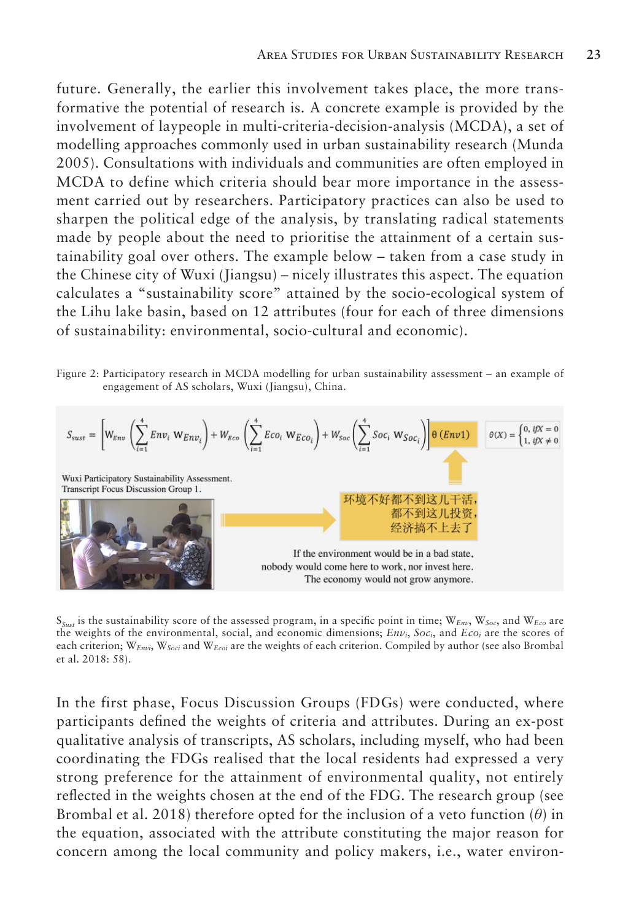future. Generally, the earlier this involvement takes place, the more transformative the potential of research is. A concrete example is provided by the involvement of laypeople in multi-criteria-decision-analysis (MCDA), a set of modelling approaches commonly used in urban sustainability research (Munda 2005). Consultations with individuals and communities are often employed in MCDA to define which criteria should bear more importance in the assessment carried out by researchers. Participatory practices can also be used to sharpen the political edge of the analysis, by translating radical statements made by people about the need to prioritise the attainment of a certain sustainability goal over others. The example below – taken from a case study in the Chinese city of Wuxi (Jiangsu) – nicely illustrates this aspect. The equation calculates a "sustainability score" attained by the socio-ecological system of the Lihu lake basin, based on 12 attributes (four for each of three dimensions of sustainability: environmental, socio-cultural and economic).

Figure 2: Participatory research in MCDA modelling for urban sustainability assessment – an example of engagement of AS scholars, Wuxi (Jiangsu), China.

$$S_{sust} = \left[ W_{Env} \left( \sum_{i=1}^{4} Env_i \, W_{Env_i} \right) + W_{Eco} \left( \sum_{i=1}^{4} Eco_i \, W_{Eco_i} \right) + W_{Soc} \left( \sum_{i=1}^{4} Soc_i \, W_{Soc_i} \right) \right] \theta(Env1) \qquad \theta(X) = \begin{cases} 0, & \text{if } X = 0 \\ 1, & \text{if } X \neq 0 \end{cases}$$

Wuxi Participatory Sustainability Assessment.
Transcript Focus Discussion Group 1.

环境不好都不到这儿干活，都不到这儿投资，经济搞不上去了

If the environment would be in a bad state, nobody would come here to work, nor invest here. The economy would not grow anymore.

$S_{Sust}$ is the sustainability score of the assessed program, in a specific point in time; $W_{Env}$, $W_{Soc}$, and $W_{Eco}$ are the weights of the environmental, social, and economic dimensions; $Env_i$, $Soc_i$, and $Eco_i$ are the scores of each criterion; $W_{Envi}$, $W_{Soci}$ and $W_{Ecoi}$ are the weights of each criterion. Compiled by author (see also Brombal et al. 2018: 58).

In the first phase, Focus Discussion Groups (FDGs) were conducted, where participants defined the weights of criteria and attributes. During an ex-post qualitative analysis of transcripts, AS scholars, including myself, who had been coordinating the FDGs realised that the local residents had expressed a very strong preference for the attainment of environmental quality, not entirely reflected in the weights chosen at the end of the FDG. The research group (see Brombal et al. 2018) therefore opted for the inclusion of a veto function ($\theta$) in the equation, associated with the attribute constituting the major reason for concern among the local community and policy makers, i.e., water environ-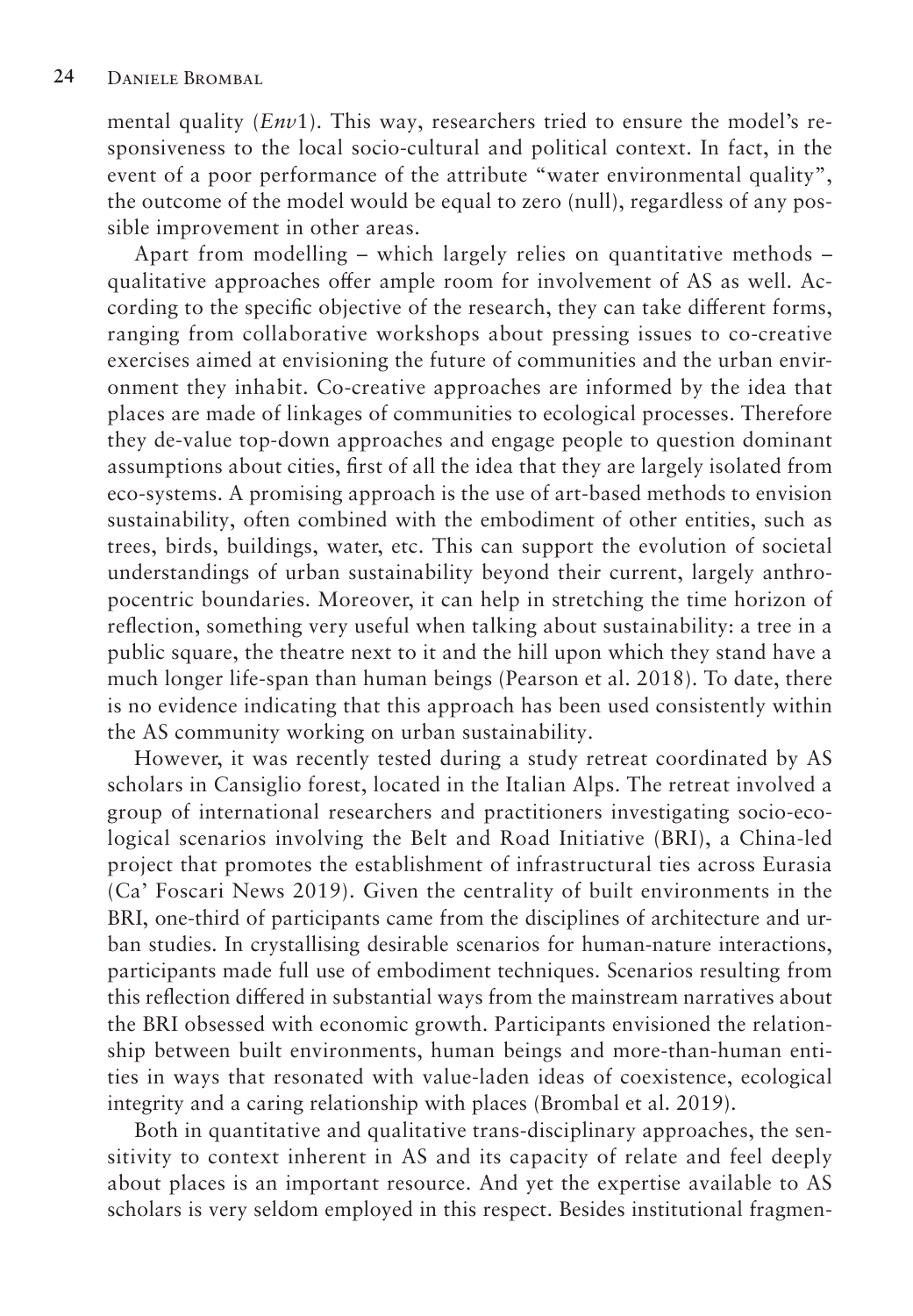mental quality (*Env*1). This way, researchers tried to ensure the model's responsiveness to the local socio-cultural and political context. In fact, in the event of a poor performance of the attribute "water environmental quality", the outcome of the model would be equal to zero (null), regardless of any possible improvement in other areas.

Apart from modelling – which largely relies on quantitative methods – qualitative approaches offer ample room for involvement of AS as well. According to the specific objective of the research, they can take different forms, ranging from collaborative workshops about pressing issues to co-creative exercises aimed at envisioning the future of communities and the urban environment they inhabit. Co-creative approaches are informed by the idea that places are made of linkages of communities to ecological processes. Therefore they de-value top-down approaches and engage people to question dominant assumptions about cities, first of all the idea that they are largely isolated from eco-systems. A promising approach is the use of art-based methods to envision sustainability, often combined with the embodiment of other entities, such as trees, birds, buildings, water, etc. This can support the evolution of societal understandings of urban sustainability beyond their current, largely anthropocentric boundaries. Moreover, it can help in stretching the time horizon of reflection, something very useful when talking about sustainability: a tree in a public square, the theatre next to it and the hill upon which they stand have a much longer life-span than human beings (Pearson et al. 2018). To date, there is no evidence indicating that this approach has been used consistently within the AS community working on urban sustainability.

However, it was recently tested during a study retreat coordinated by AS scholars in Cansiglio forest, located in the Italian Alps. The retreat involved a group of international researchers and practitioners investigating socio-ecological scenarios involving the Belt and Road Initiative (BRI), a China-led project that promotes the establishment of infrastructural ties across Eurasia (Ca' Foscari News 2019). Given the centrality of built environments in the BRI, one-third of participants came from the disciplines of architecture and urban studies. In crystallising desirable scenarios for human-nature interactions, participants made full use of embodiment techniques. Scenarios resulting from this reflection differed in substantial ways from the mainstream narratives about the BRI obsessed with economic growth. Participants envisioned the relationship between built environments, human beings and more-than-human entities in ways that resonated with value-laden ideas of coexistence, ecological integrity and a caring relationship with places (Brombal et al. 2019).

Both in quantitative and qualitative trans-disciplinary approaches, the sensitivity to context inherent in AS and its capacity of relate and feel deeply about places is an important resource. And yet the expertise available to AS scholars is very seldom employed in this respect. Besides institutional fragmen-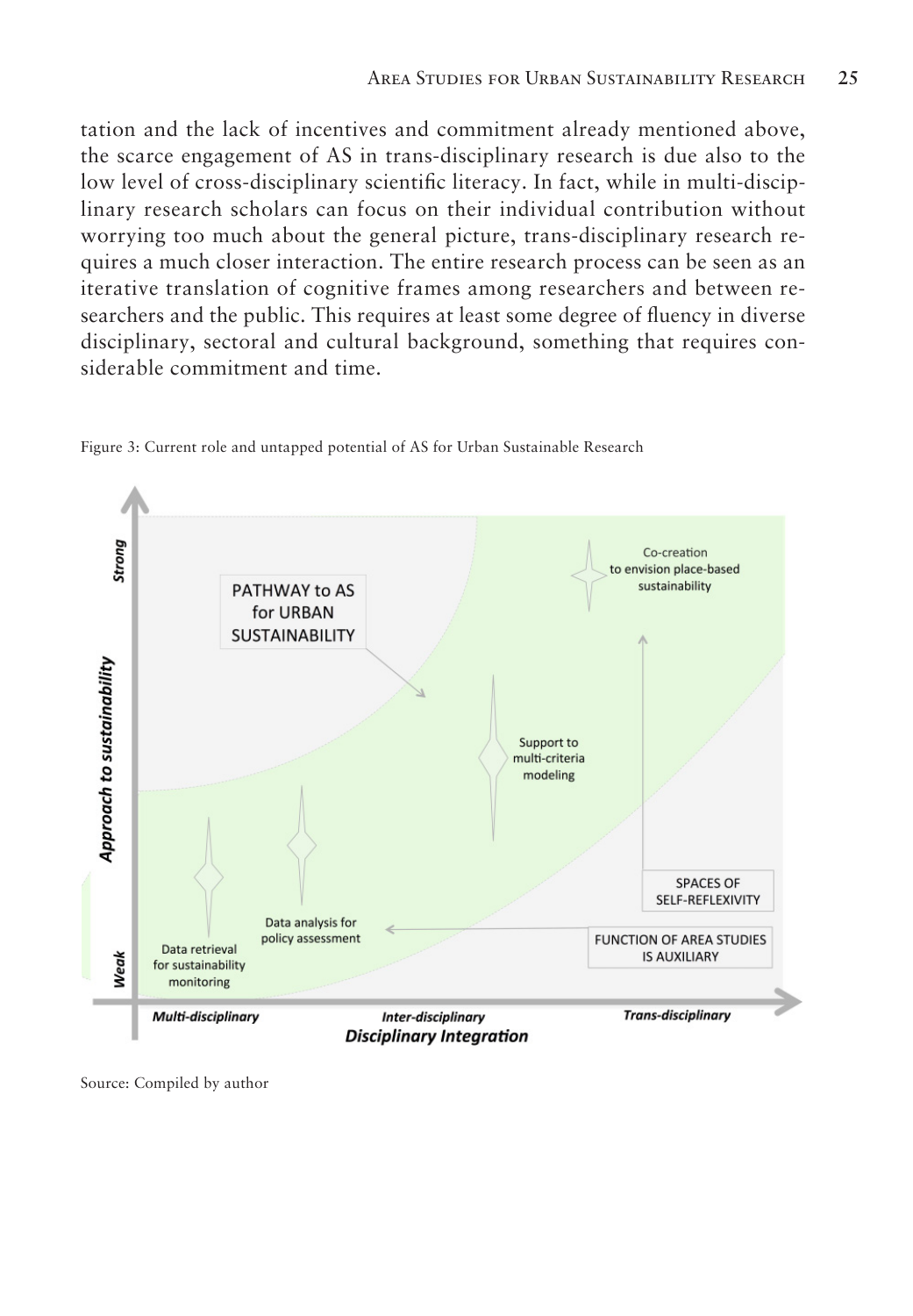tation and the lack of incentives and commitment already mentioned above, the scarce engagement of AS in trans-disciplinary research is due also to the low level of cross-disciplinary scientific literacy. In fact, while in multi-disciplinary research scholars can focus on their individual contribution without worrying too much about the general picture, trans-disciplinary research requires a much closer interaction. The entire research process can be seen as an iterative translation of cognitive frames among researchers and between researchers and the public. This requires at least some degree of fluency in diverse disciplinary, sectoral and cultural background, something that requires considerable commitment and time.

Figure 3: Current role and untapped potential of AS for Urban Sustainable Research

Source: Compiled by author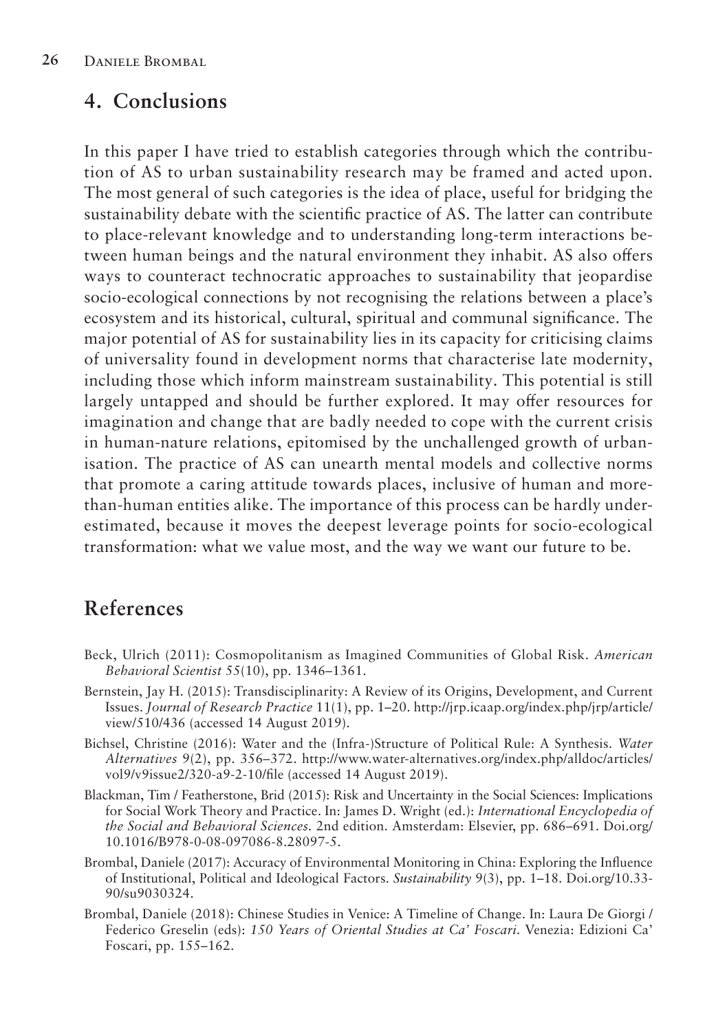## 4. Conclusions

In this paper I have tried to establish categories through which the contribution of AS to urban sustainability research may be framed and acted upon. The most general of such categories is the idea of place, useful for bridging the sustainability debate with the scientific practice of AS. The latter can contribute to place-relevant knowledge and to understanding long-term interactions between human beings and the natural environment they inhabit. AS also offers ways to counteract technocratic approaches to sustainability that jeopardise socio-ecological connections by not recognising the relations between a place's ecosystem and its historical, cultural, spiritual and communal significance. The major potential of AS for sustainability lies in its capacity for criticising claims of universality found in development norms that characterise late modernity, including those which inform mainstream sustainability. This potential is still largely untapped and should be further explored. It may offer resources for imagination and change that are badly needed to cope with the current crisis in human-nature relations, epitomised by the unchallenged growth of urbanisation. The practice of AS can unearth mental models and collective norms that promote a caring attitude towards places, inclusive of human and more-than-human entities alike. The importance of this process can be hardly underestimated, because it moves the deepest leverage points for socio-ecological transformation: what we value most, and the way we want our future to be.

## References

Beck, Ulrich (2011): Cosmopolitanism as Imagined Communities of Global Risk. *American Behavioral Scientist* 55(10), pp. 1346–1361.

Bernstein, Jay H. (2015): Transdisciplinarity: A Review of its Origins, Development, and Current Issues. *Journal of Research Practice* 11(1), pp. 1–20. http://jrp.icaap.org/index.php/jrp/article/view/510/436 (accessed 14 August 2019).

Bichsel, Christine (2016): Water and the (Infra-)Structure of Political Rule: A Synthesis. *Water Alternatives* 9(2), pp. 356–372. http://www.water-alternatives.org/index.php/alldoc/articles/vol9/v9issue2/320-a9-2-10/file (accessed 14 August 2019).

Blackman, Tim / Featherstone, Brid (2015): Risk and Uncertainty in the Social Sciences: Implications for Social Work Theory and Practice. In: James D. Wright (ed.): *International Encyclopedia of the Social and Behavioral Sciences*. 2nd edition. Amsterdam: Elsevier, pp. 686–691. Doi.org/10.1016/B978-0-08-097086-8.28097-5.

Brombal, Daniele (2017): Accuracy of Environmental Monitoring in China: Exploring the Influence of Institutional, Political and Ideological Factors. *Sustainability* 9(3), pp. 1–18. Doi.org/10.3390/su9030324.

Brombal, Daniele (2018): Chinese Studies in Venice: A Timeline of Change. In: Laura De Giorgi / Federico Greselin (eds): *150 Years of Oriental Studies at Ca' Foscari*. Venezia: Edizioni Ca' Foscari, pp. 155–162.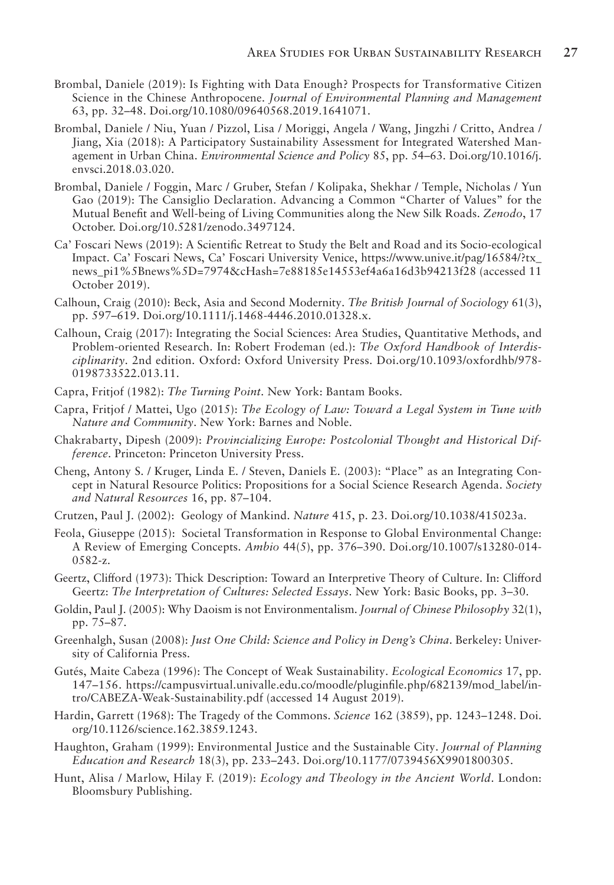Brombal, Daniele (2019): Is Fighting with Data Enough? Prospects for Transformative Citizen Science in the Chinese Anthropocene. *Journal of Environmental Planning and Management* 63, pp. 32–48. Doi.org/10.1080/09640568.2019.1641071.

Brombal, Daniele / Niu, Yuan / Pizzol, Lisa / Moriggi, Angela / Wang, Jingzhi / Critto, Andrea / Jiang, Xia (2018): A Participatory Sustainability Assessment for Integrated Watershed Management in Urban China. *Environmental Science and Policy* 85, pp. 54–63. Doi.org/10.1016/j.envsci.2018.03.020.

Brombal, Daniele / Foggin, Marc / Gruber, Stefan / Kolipaka, Shekhar / Temple, Nicholas / Yun Gao (2019): The Cansiglio Declaration. Advancing a Common "Charter of Values" for the Mutual Benefit and Well-being of Living Communities along the New Silk Roads. *Zenodo*, 17 October. Doi.org/10.5281/zenodo.3497124.

Ca' Foscari News (2019): A Scientific Retreat to Study the Belt and Road and its Socio-ecological Impact. Ca' Foscari News, Ca' Foscari University Venice, https://www.unive.it/pag/16584/?tx_news_pi1%5Bnews%5D=7974&cHash=7e88185e14553ef4a6a16d3b94213f28 (accessed 11 October 2019).

Calhoun, Craig (2010): Beck, Asia and Second Modernity. *The British Journal of Sociology* 61(3), pp. 597–619. Doi.org/10.1111/j.1468-4446.2010.01328.x.

Calhoun, Craig (2017): Integrating the Social Sciences: Area Studies, Quantitative Methods, and Problem-oriented Research. In: Robert Frodeman (ed.): *The Oxford Handbook of Interdisciplinarity*. 2nd edition. Oxford: Oxford University Press. Doi.org/10.1093/oxfordhb/9780198733522.013.11.

Capra, Fritjof (1982): *The Turning Point*. New York: Bantam Books.

Capra, Fritjof / Mattei, Ugo (2015): *The Ecology of Law: Toward a Legal System in Tune with Nature and Community*. New York: Barnes and Noble.

Chakrabarty, Dipesh (2009): *Provincializing Europe: Postcolonial Thought and Historical Difference*. Princeton: Princeton University Press.

Cheng, Antony S. / Kruger, Linda E. / Steven, Daniels E. (2003): "Place" as an Integrating Concept in Natural Resource Politics: Propositions for a Social Science Research Agenda. *Society and Natural Resources* 16, pp. 87–104.

Crutzen, Paul J. (2002): Geology of Mankind. *Nature* 415, p. 23. Doi.org/10.1038/415023a.

Feola, Giuseppe (2015): Societal Transformation in Response to Global Environmental Change: A Review of Emerging Concepts. *Ambio* 44(5), pp. 376–390. Doi.org/10.1007/s13280-014-0582-z.

Geertz, Clifford (1973): Thick Description: Toward an Interpretive Theory of Culture. In: Clifford Geertz: *The Interpretation of Cultures: Selected Essays*. New York: Basic Books, pp. 3–30.

Goldin, Paul J. (2005): Why Daoism is not Environmentalism. *Journal of Chinese Philosophy* 32(1), pp. 75–87.

Greenhalgh, Susan (2008): *Just One Child: Science and Policy in Deng's China*. Berkeley: University of California Press.

Gutés, Maite Cabeza (1996): The Concept of Weak Sustainability. *Ecological Economics* 17, pp. 147–156. https://campusvirtual.univalle.edu.co/moodle/pluginfile.php/682139/mod_label/intro/CABEZA-Weak-Sustainability.pdf (accessed 14 August 2019).

Hardin, Garrett (1968): The Tragedy of the Commons. *Science* 162 (3859), pp. 1243–1248. Doi.org/10.1126/science.162.3859.1243.

Haughton, Graham (1999): Environmental Justice and the Sustainable City. *Journal of Planning Education and Research* 18(3), pp. 233–243. Doi.org/10.1177/0739456X9901800305.

Hunt, Alisa / Marlow, Hilay F. (2019): *Ecology and Theology in the Ancient World*. London: Bloomsbury Publishing.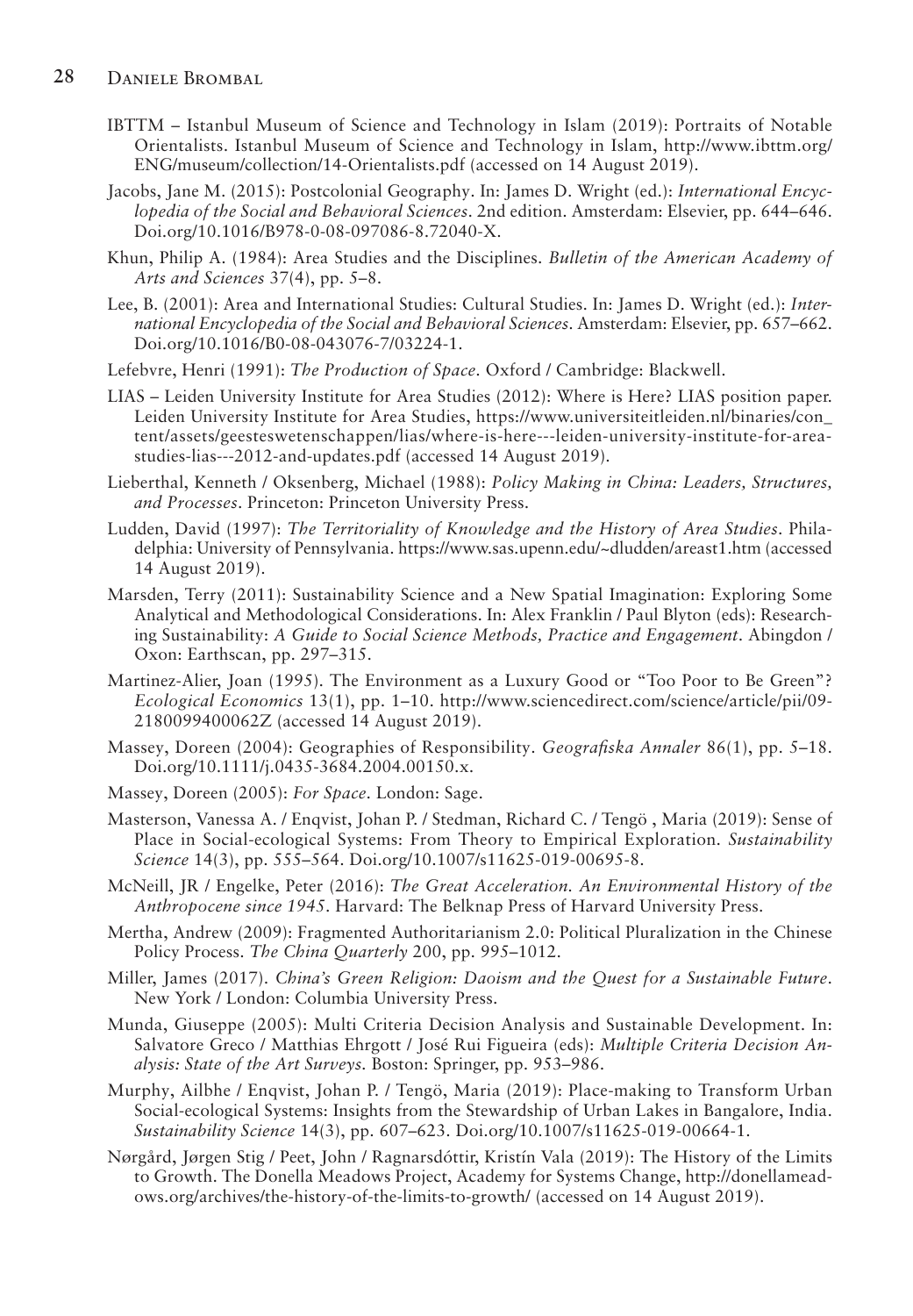IBTTM – Istanbul Museum of Science and Technology in Islam (2019): Portraits of Notable Orientalists. Istanbul Museum of Science and Technology in Islam, http://www.ibttm.org/ENG/museum/collection/14-Orientalists.pdf (accessed on 14 August 2019).

Jacobs, Jane M. (2015): Postcolonial Geography. In: James D. Wright (ed.): *International Encyclopedia of the Social and Behavioral Sciences*. 2nd edition. Amsterdam: Elsevier, pp. 644–646. Doi.org/10.1016/B978-0-08-097086-8.72040-X.

Khun, Philip A. (1984): Area Studies and the Disciplines. *Bulletin of the American Academy of Arts and Sciences* 37(4), pp. 5–8.

Lee, B. (2001): Area and International Studies: Cultural Studies. In: James D. Wright (ed.): *International Encyclopedia of the Social and Behavioral Sciences*. Amsterdam: Elsevier, pp. 657–662. Doi.org/10.1016/B0-08-043076-7/03224-1.

Lefebvre, Henri (1991): *The Production of Space*. Oxford / Cambridge: Blackwell.

LIAS – Leiden University Institute for Area Studies (2012): Where is Here? LIAS position paper. Leiden University Institute for Area Studies, https://www.universiteitleiden.nl/binaries/content/assets/geesteswetenschappen/lias/where-is-here---leiden-university-institute-for-area-studies-lias---2012-and-updates.pdf (accessed 14 August 2019).

Lieberthal, Kenneth / Oksenberg, Michael (1988): *Policy Making in China: Leaders, Structures, and Processes*. Princeton: Princeton University Press.

Ludden, David (1997): *The Territoriality of Knowledge and the History of Area Studies*. Philadelphia: University of Pennsylvania. https://www.sas.upenn.edu/~dludden/areast1.htm (accessed 14 August 2019).

Marsden, Terry (2011): Sustainability Science and a New Spatial Imagination: Exploring Some Analytical and Methodological Considerations. In: Alex Franklin / Paul Blyton (eds): Researching Sustainability: *A Guide to Social Science Methods, Practice and Engagement*. Abingdon / Oxon: Earthscan, pp. 297–315.

Martinez-Alier, Joan (1995). The Environment as a Luxury Good or "Too Poor to Be Green"? *Ecological Economics* 13(1), pp. 1–10. http://www.sciencedirect.com/science/article/pii/092180099400062Z (accessed 14 August 2019).

Massey, Doreen (2004): Geographies of Responsibility. *Geografiska Annaler* 86(1), pp. 5–18. Doi.org/10.1111/j.0435-3684.2004.00150.x.

Massey, Doreen (2005): *For Space*. London: Sage.

Masterson, Vanessa A. / Enqvist, Johan P. / Stedman, Richard C. / Tengö , Maria (2019): Sense of Place in Social-ecological Systems: From Theory to Empirical Exploration. *Sustainability Science* 14(3), pp. 555–564. Doi.org/10.1007/s11625-019-00695-8.

McNeill, JR / Engelke, Peter (2016): *The Great Acceleration. An Environmental History of the Anthropocene since 1945*. Harvard: The Belknap Press of Harvard University Press.

Mertha, Andrew (2009): Fragmented Authoritarianism 2.0: Political Pluralization in the Chinese Policy Process. *The China Quarterly* 200, pp. 995–1012.

Miller, James (2017). *China's Green Religion: Daoism and the Quest for a Sustainable Future*. New York / London: Columbia University Press.

Munda, Giuseppe (2005): Multi Criteria Decision Analysis and Sustainable Development. In: Salvatore Greco / Matthias Ehrgott / José Rui Figueira (eds): *Multiple Criteria Decision Analysis: State of the Art Surveys*. Boston: Springer, pp. 953–986.

Murphy, Ailbhe / Enqvist, Johan P. / Tengö, Maria (2019): Place-making to Transform Urban Social-ecological Systems: Insights from the Stewardship of Urban Lakes in Bangalore, India. *Sustainability Science* 14(3), pp. 607–623. Doi.org/10.1007/s11625-019-00664-1.

Nørgård, Jørgen Stig / Peet, John / Ragnarsdóttir, Kristín Vala (2019): The History of the Limits to Growth. The Donella Meadows Project, Academy for Systems Change, http://donellameadows.org/archives/the-history-of-the-limits-to-growth/ (accessed on 14 August 2019).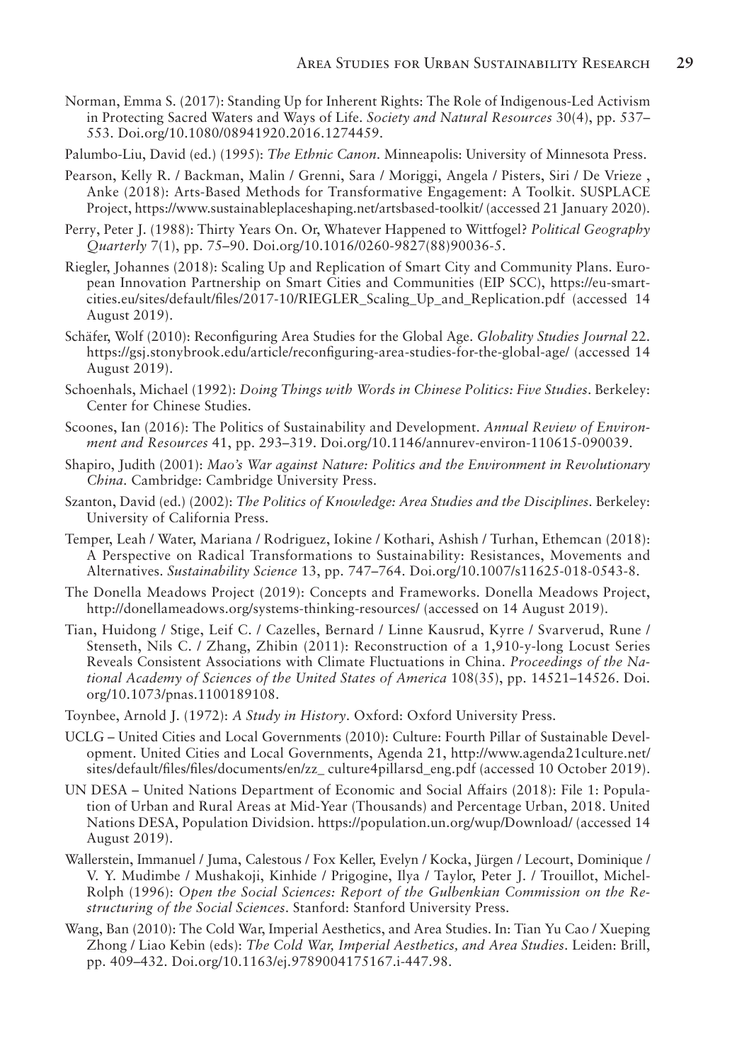Norman, Emma S. (2017): Standing Up for Inherent Rights: The Role of Indigenous-Led Activism in Protecting Sacred Waters and Ways of Life. *Society and Natural Resources* 30(4), pp. 537–553. Doi.org/10.1080/08941920.2016.1274459.

Palumbo-Liu, David (ed.) (1995): *The Ethnic Canon*. Minneapolis: University of Minnesota Press.

Pearson, Kelly R. / Backman, Malin / Grenni, Sara / Moriggi, Angela / Pisters, Siri / De Vrieze , Anke (2018): Arts-Based Methods for Transformative Engagement: A Toolkit. SUSPLACE Project, https://www.sustainableplaceshaping.net/artsbased-toolkit/ (accessed 21 January 2020).

Perry, Peter J. (1988): Thirty Years On. Or, Whatever Happened to Wittfogel? *Political Geography Quarterly* 7(1), pp. 75–90. Doi.org/10.1016/0260-9827(88)90036-5.

Riegler, Johannes (2018): Scaling Up and Replication of Smart City and Community Plans. European Innovation Partnership on Smart Cities and Communities (EIP SCC), https://eu-smartcities.eu/sites/default/files/2017-10/RIEGLER_Scaling_Up_and_Replication.pdf (accessed 14 August 2019).

Schäfer, Wolf (2010): Reconfiguring Area Studies for the Global Age. *Globality Studies Journal* 22. https://gsj.stonybrook.edu/article/reconfiguring-area-studies-for-the-global-age/ (accessed 14 August 2019).

Schoenhals, Michael (1992): *Doing Things with Words in Chinese Politics: Five Studies*. Berkeley: Center for Chinese Studies.

Scoones, Ian (2016): The Politics of Sustainability and Development. *Annual Review of Environment and Resources* 41, pp. 293–319. Doi.org/10.1146/annurev-environ-110615-090039.

Shapiro, Judith (2001): *Mao's War against Nature: Politics and the Environment in Revolutionary China*. Cambridge: Cambridge University Press.

Szanton, David (ed.) (2002): *The Politics of Knowledge: Area Studies and the Disciplines*. Berkeley: University of California Press.

Temper, Leah / Water, Mariana / Rodriguez, Iokine / Kothari, Ashish / Turhan, Ethemcan (2018): A Perspective on Radical Transformations to Sustainability: Resistances, Movements and Alternatives. *Sustainability Science* 13, pp. 747–764. Doi.org/10.1007/s11625-018-0543-8.

The Donella Meadows Project (2019): Concepts and Frameworks. Donella Meadows Project, http://donellameadows.org/systems-thinking-resources/ (accessed on 14 August 2019).

Tian, Huidong / Stige, Leif C. / Cazelles, Bernard / Linne Kausrud, Kyrre / Svarverud, Rune / Stenseth, Nils C. / Zhang, Zhibin (2011): Reconstruction of a 1,910-y-long Locust Series Reveals Consistent Associations with Climate Fluctuations in China. *Proceedings of the National Academy of Sciences of the United States of America* 108(35), pp. 14521–14526. Doi.org/10.1073/pnas.1100189108.

Toynbee, Arnold J. (1972): *A Study in History*. Oxford: Oxford University Press.

UCLG – United Cities and Local Governments (2010): Culture: Fourth Pillar of Sustainable Development. United Cities and Local Governments, Agenda 21, http://www.agenda21culture.net/sites/default/files/files/documents/en/zz_ culture4pillarsd_eng.pdf (accessed 10 October 2019).

UN DESA – United Nations Department of Economic and Social Affairs (2018): File 1: Population of Urban and Rural Areas at Mid-Year (Thousands) and Percentage Urban, 2018. United Nations DESA, Population Dividsion. https://population.un.org/wup/Download/ (accessed 14 August 2019).

Wallerstein, Immanuel / Juma, Calestous / Fox Keller, Evelyn / Kocka, Jürgen / Lecourt, Dominique / V. Y. Mudimbe / Mushakoji, Kinhide / Prigogine, Ilya / Taylor, Peter J. / Trouillot, Michel-Rolph (1996): *Open the Social Sciences: Report of the Gulbenkian Commission on the Restructuring of the Social Sciences*. Stanford: Stanford University Press.

Wang, Ban (2010): The Cold War, Imperial Aesthetics, and Area Studies. In: Tian Yu Cao / Xueping Zhong / Liao Kebin (eds): *The Cold War, Imperial Aesthetics, and Area Studies*. Leiden: Brill, pp. 409–432. Doi.org/10.1163/ej.9789004175167.i-447.98.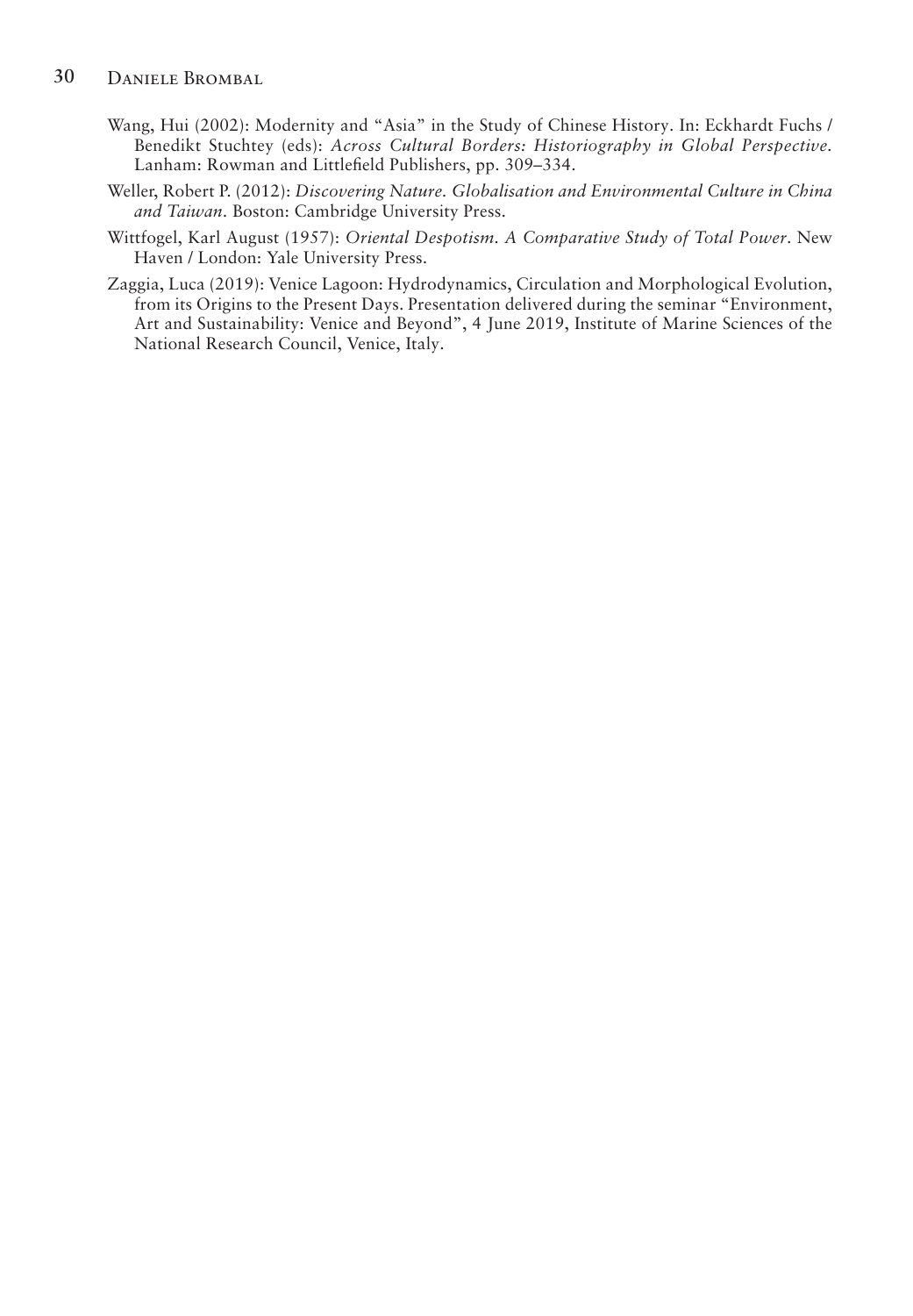Wang, Hui (2002): Modernity and "Asia" in the Study of Chinese History. In: Eckhardt Fuchs / Benedikt Stuchtey (eds): *Across Cultural Borders: Historiography in Global Perspective*. Lanham: Rowman and Littlefield Publishers, pp. 309–334.

Weller, Robert P. (2012): *Discovering Nature. Globalisation and Environmental Culture in China and Taiwan*. Boston: Cambridge University Press.

Wittfogel, Karl August (1957): *Oriental Despotism. A Comparative Study of Total Power*. New Haven / London: Yale University Press.

Zaggia, Luca (2019): Venice Lagoon: Hydrodynamics, Circulation and Morphological Evolution, from its Origins to the Present Days. Presentation delivered during the seminar "Environment, Art and Sustainability: Venice and Beyond", 4 June 2019, Institute of Marine Sciences of the National Research Council, Venice, Italy.